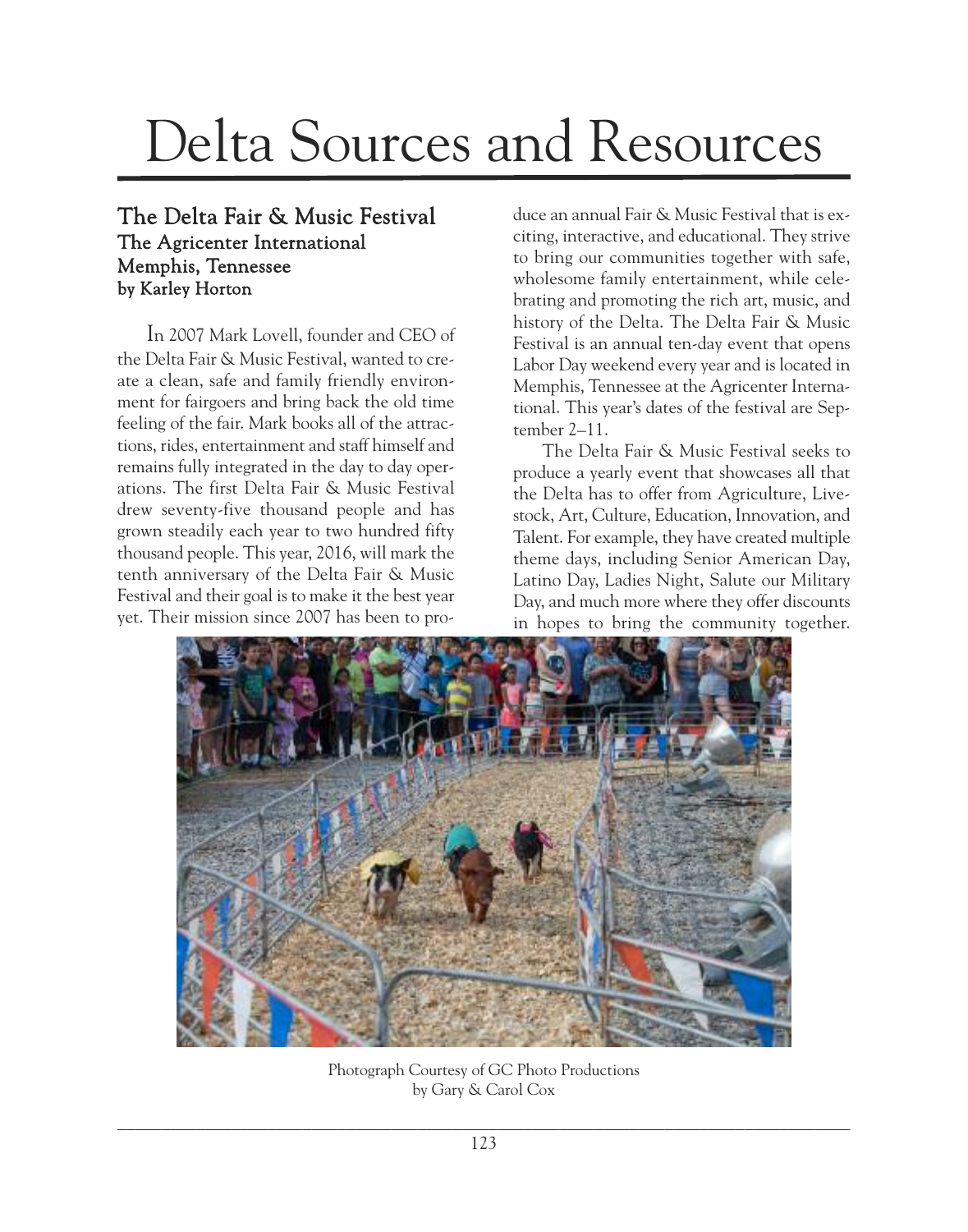# Delta Sources and Resources

## The Delta Fair & Music Festival
### The Agricenter International
### Memphis, Tennessee
**by Karley Horton**

In 2007 Mark Lovell, founder and CEO of the Delta Fair & Music Festival, wanted to create a clean, safe and family friendly environment for fairgoers and bring back the old time feeling of the fair. Mark books all of the attractions, rides, entertainment and staff himself and remains fully integrated in the day to day operations. The first Delta Fair & Music Festival drew seventy-five thousand people and has grown steadily each year to two hundred fifty thousand people. This year, 2016, will mark the tenth anniversary of the Delta Fair & Music Festival and their goal is to make it the best year yet. Their mission since 2007 has been to produce an annual Fair & Music Festival that is exciting, interactive, and educational. They strive to bring our communities together with safe, wholesome family entertainment, while celebrating and promoting the rich art, music, and history of the Delta. The Delta Fair & Music Festival is an annual ten-day event that opens Labor Day weekend every year and is located in Memphis, Tennessee at the Agricenter International. This year's dates of the festival are September 2–11.

The Delta Fair & Music Festival seeks to produce a yearly event that showcases all that the Delta has to offer from Agriculture, Livestock, Art, Culture, Education, Innovation, and Talent. For example, they have created multiple theme days, including Senior American Day, Latino Day, Ladies Night, Salute our Military Day, and much more where they offer discounts in hopes to bring the community together.

Photograph Courtesy of GC Photo Productions by Gary & Carol Cox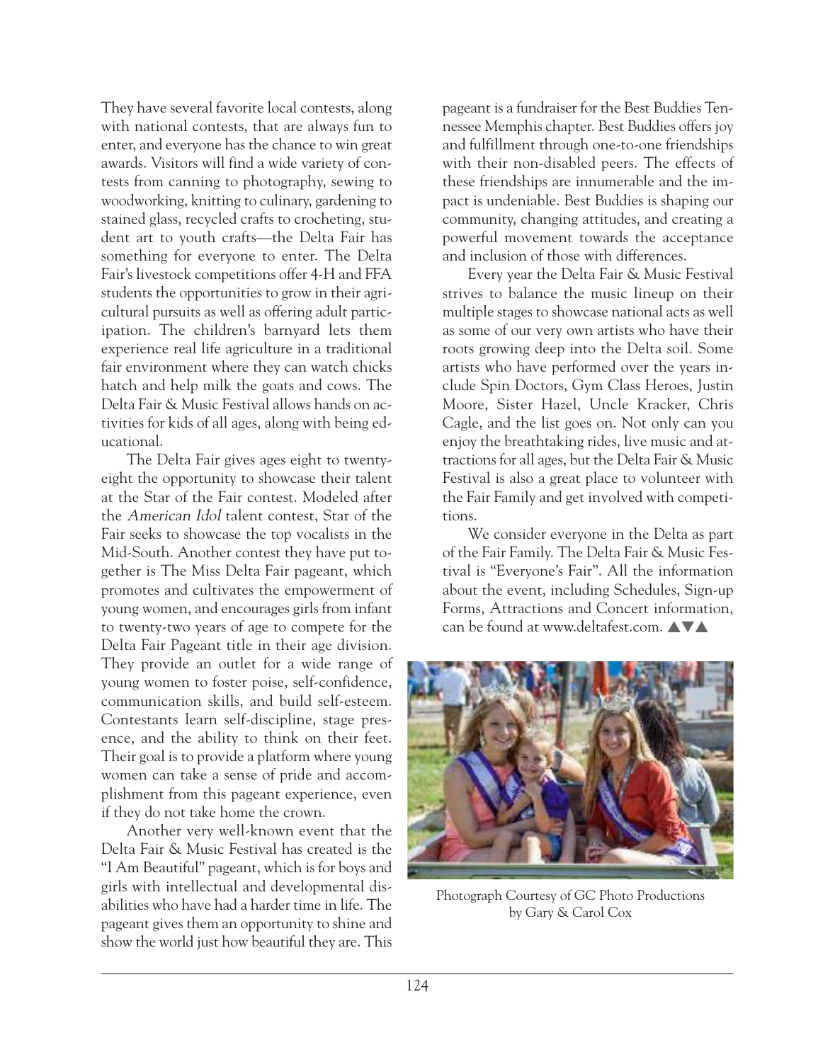They have several favorite local contests, along with national contests, that are always fun to enter, and everyone has the chance to win great awards. Visitors will find a wide variety of contests from canning to photography, sewing to woodworking, knitting to culinary, gardening to stained glass, recycled crafts to crocheting, student art to youth crafts—the Delta Fair has something for everyone to enter. The Delta Fair's livestock competitions offer 4-H and FFA students the opportunities to grow in their agricultural pursuits as well as offering adult participation. The children's barnyard lets them experience real life agriculture in a traditional fair environment where they can watch chicks hatch and help milk the goats and cows. The Delta Fair & Music Festival allows hands on activities for kids of all ages, along with being educational.

The Delta Fair gives ages eight to twenty-eight the opportunity to showcase their talent at the Star of the Fair contest. Modeled after the *American Idol* talent contest, Star of the Fair seeks to showcase the top vocalists in the Mid-South. Another contest they have put together is The Miss Delta Fair pageant, which promotes and cultivates the empowerment of young women, and encourages girls from infant to twenty-two years of age to compete for the Delta Fair Pageant title in their age division. They provide an outlet for a wide range of young women to foster poise, self-confidence, communication skills, and build self-esteem. Contestants learn self-discipline, stage presence, and the ability to think on their feet. Their goal is to provide a platform where young women can take a sense of pride and accomplishment from this pageant experience, even if they do not take home the crown.

Another very well-known event that the Delta Fair & Music Festival has created is the "I Am Beautiful" pageant, which is for boys and girls with intellectual and developmental disabilities who have had a harder time in life. The pageant gives them an opportunity to shine and show the world just how beautiful they are. This pageant is a fundraiser for the Best Buddies Tennessee Memphis chapter. Best Buddies offers joy and fulfillment through one-to-one friendships with their non-disabled peers. The effects of these friendships are innumerable and the impact is undeniable. Best Buddies is shaping our community, changing attitudes, and creating a powerful movement towards the acceptance and inclusion of those with differences.

Every year the Delta Fair & Music Festival strives to balance the music lineup on their multiple stages to showcase national acts as well as some of our very own artists who have their roots growing deep into the Delta soil. Some artists who have performed over the years include Spin Doctors, Gym Class Heroes, Justin Moore, Sister Hazel, Uncle Kracker, Chris Cagle, and the list goes on. Not only can you enjoy the breathtaking rides, live music and attractions for all ages, but the Delta Fair & Music Festival is also a great place to volunteer with the Fair Family and get involved with competitions.

We consider everyone in the Delta as part of the Fair Family. The Delta Fair & Music Festival is "Everyone's Fair". All the information about the event, including Schedules, Sign-up Forms, Attractions and Concert information, can be found at www.deltafest.com. ▲▼▲

Photograph Courtesy of GC Photo Productions by Gary & Carol Cox